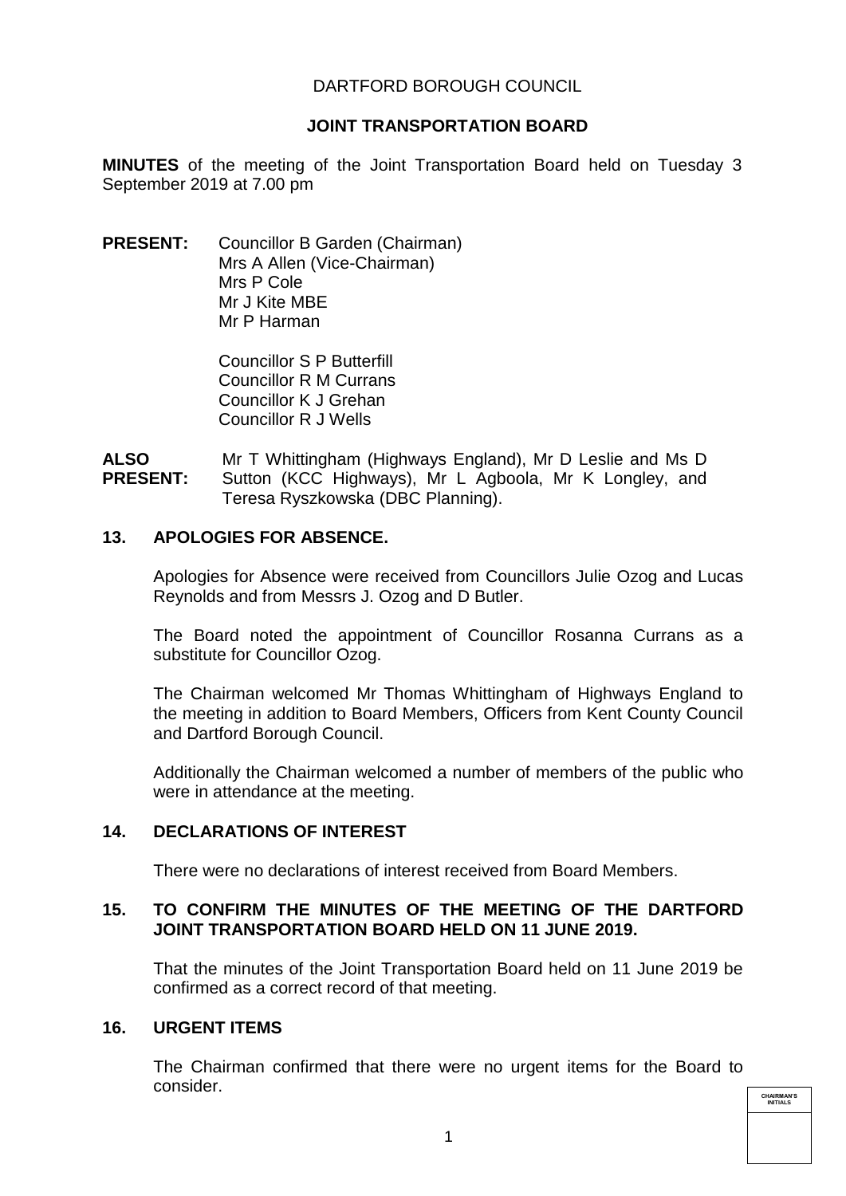DARTFORD BOROUGH COUNCIL

**JOINT TRANSPORTATION BOARD**

**MINUTES** of the meeting of the Joint Transportation Board held on Tuesday 3 September 2019 at 7.00 pm

**PRESENT:** Councillor B Garden (Chairman)
Mrs A Allen (Vice-Chairman)
Mrs P Cole
Mr J Kite MBE
Mr P Harman

Councillor S P Butterfill
Councillor R M Currans
Councillor K J Grehan
Councillor R J Wells

**ALSO PRESENT:** Mr T Whittingham (Highways England), Mr D Leslie and Ms D Sutton (KCC Highways), Mr L Agboola, Mr K Longley, and Teresa Ryszkowska (DBC Planning).

## 13. APOLOGIES FOR ABSENCE.

Apologies for Absence were received from Councillors Julie Ozog and Lucas Reynolds and from Messrs J. Ozog and D Butler.

The Board noted the appointment of Councillor Rosanna Currans as a substitute for Councillor Ozog.

The Chairman welcomed Mr Thomas Whittingham of Highways England to the meeting in addition to Board Members, Officers from Kent County Council and Dartford Borough Council.

Additionally the Chairman welcomed a number of members of the public who were in attendance at the meeting.

## 14. DECLARATIONS OF INTEREST

There were no declarations of interest received from Board Members.

## 15. TO CONFIRM THE MINUTES OF THE MEETING OF THE DARTFORD JOINT TRANSPORTATION BOARD HELD ON 11 JUNE 2019.

That the minutes of the Joint Transportation Board held on 11 June 2019 be confirmed as a correct record of that meeting.

## 16. URGENT ITEMS

The Chairman confirmed that there were no urgent items for the Board to consider.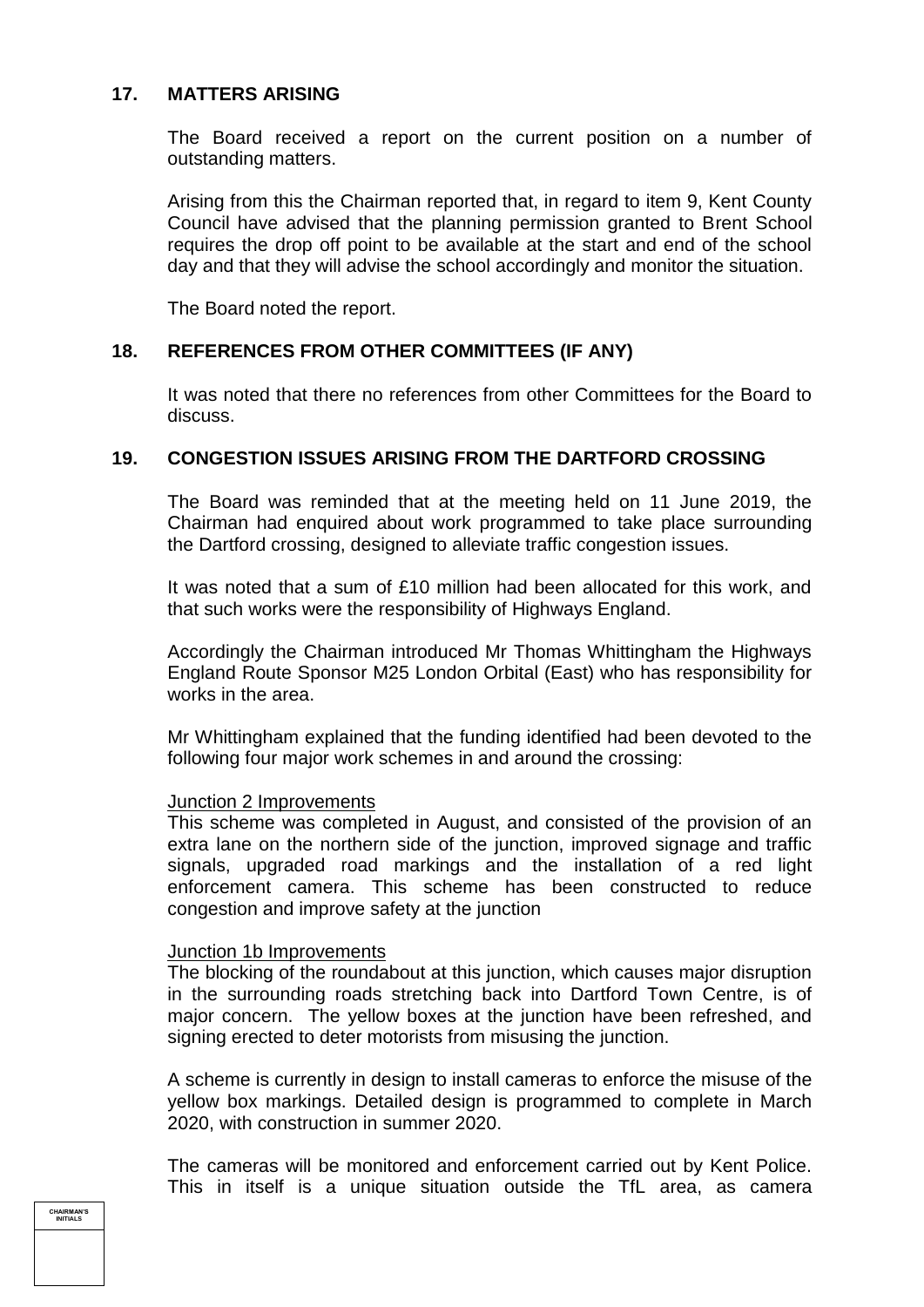## 17. MATTERS ARISING

The Board received a report on the current position on a number of outstanding matters.

Arising from this the Chairman reported that, in regard to item 9, Kent County Council have advised that the planning permission granted to Brent School requires the drop off point to be available at the start and end of the school day and that they will advise the school accordingly and monitor the situation.

The Board noted the report.

## 18. REFERENCES FROM OTHER COMMITTEES (IF ANY)

It was noted that there no references from other Committees for the Board to discuss.

## 19. CONGESTION ISSUES ARISING FROM THE DARTFORD CROSSING

The Board was reminded that at the meeting held on 11 June 2019, the Chairman had enquired about work programmed to take place surrounding the Dartford crossing, designed to alleviate traffic congestion issues.

It was noted that a sum of £10 million had been allocated for this work, and that such works were the responsibility of Highways England.

Accordingly the Chairman introduced Mr Thomas Whittingham the Highways England Route Sponsor M25 London Orbital (East) who has responsibility for works in the area.

Mr Whittingham explained that the funding identified had been devoted to the following four major work schemes in and around the crossing:

Junction 2 Improvements
This scheme was completed in August, and consisted of the provision of an extra lane on the northern side of the junction, improved signage and traffic signals, upgraded road markings and the installation of a red light enforcement camera. This scheme has been constructed to reduce congestion and improve safety at the junction

Junction 1b Improvements
The blocking of the roundabout at this junction, which causes major disruption in the surrounding roads stretching back into Dartford Town Centre, is of major concern. The yellow boxes at the junction have been refreshed, and signing erected to deter motorists from misusing the junction.

A scheme is currently in design to install cameras to enforce the misuse of the yellow box markings. Detailed design is programmed to complete in March 2020, with construction in summer 2020.

The cameras will be monitored and enforcement carried out by Kent Police. This in itself is a unique situation outside the TfL area, as camera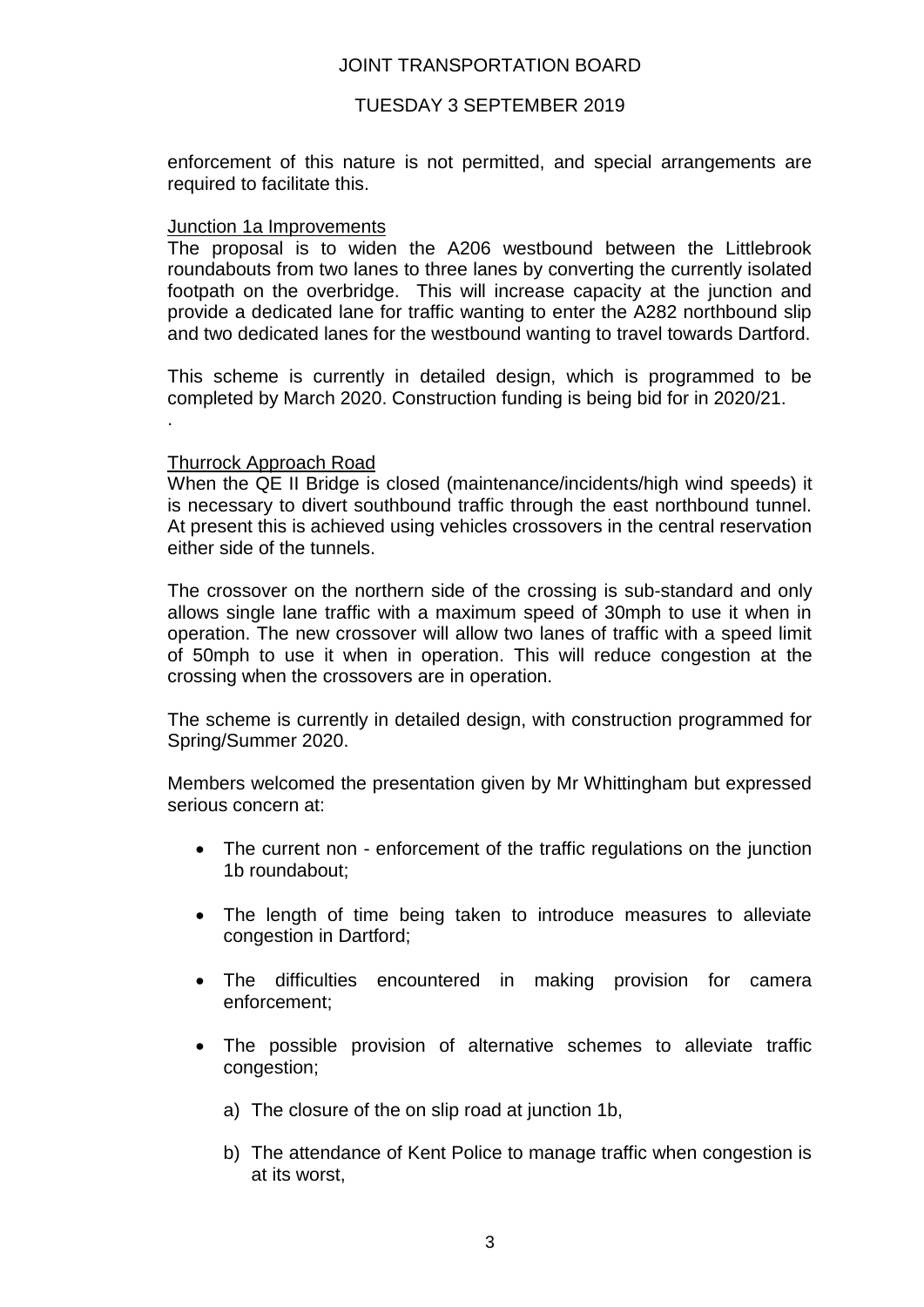enforcement of this nature is not permitted, and special arrangements are required to facilitate this.

Junction 1a Improvements

The proposal is to widen the A206 westbound between the Littlebrook roundabouts from two lanes to three lanes by converting the currently isolated footpath on the overbridge. This will increase capacity at the junction and provide a dedicated lane for traffic wanting to enter the A282 northbound slip and two dedicated lanes for the westbound wanting to travel towards Dartford.

This scheme is currently in detailed design, which is programmed to be completed by March 2020. Construction funding is being bid for in 2020/21.

.

Thurrock Approach Road

When the QE II Bridge is closed (maintenance/incidents/high wind speeds) it is necessary to divert southbound traffic through the east northbound tunnel. At present this is achieved using vehicles crossovers in the central reservation either side of the tunnels.

The crossover on the northern side of the crossing is sub-standard and only allows single lane traffic with a maximum speed of 30mph to use it when in operation. The new crossover will allow two lanes of traffic with a speed limit of 50mph to use it when in operation. This will reduce congestion at the crossing when the crossovers are in operation.

The scheme is currently in detailed design, with construction programmed for Spring/Summer 2020.

Members welcomed the presentation given by Mr Whittingham but expressed serious concern at:

- The current non - enforcement of the traffic regulations on the junction 1b roundabout;
- The length of time being taken to introduce measures to alleviate congestion in Dartford;
- The difficulties encountered in making provision for camera enforcement;
- The possible provision of alternative schemes to alleviate traffic congestion;
  - a) The closure of the on slip road at junction 1b,
  - b) The attendance of Kent Police to manage traffic when congestion is at its worst,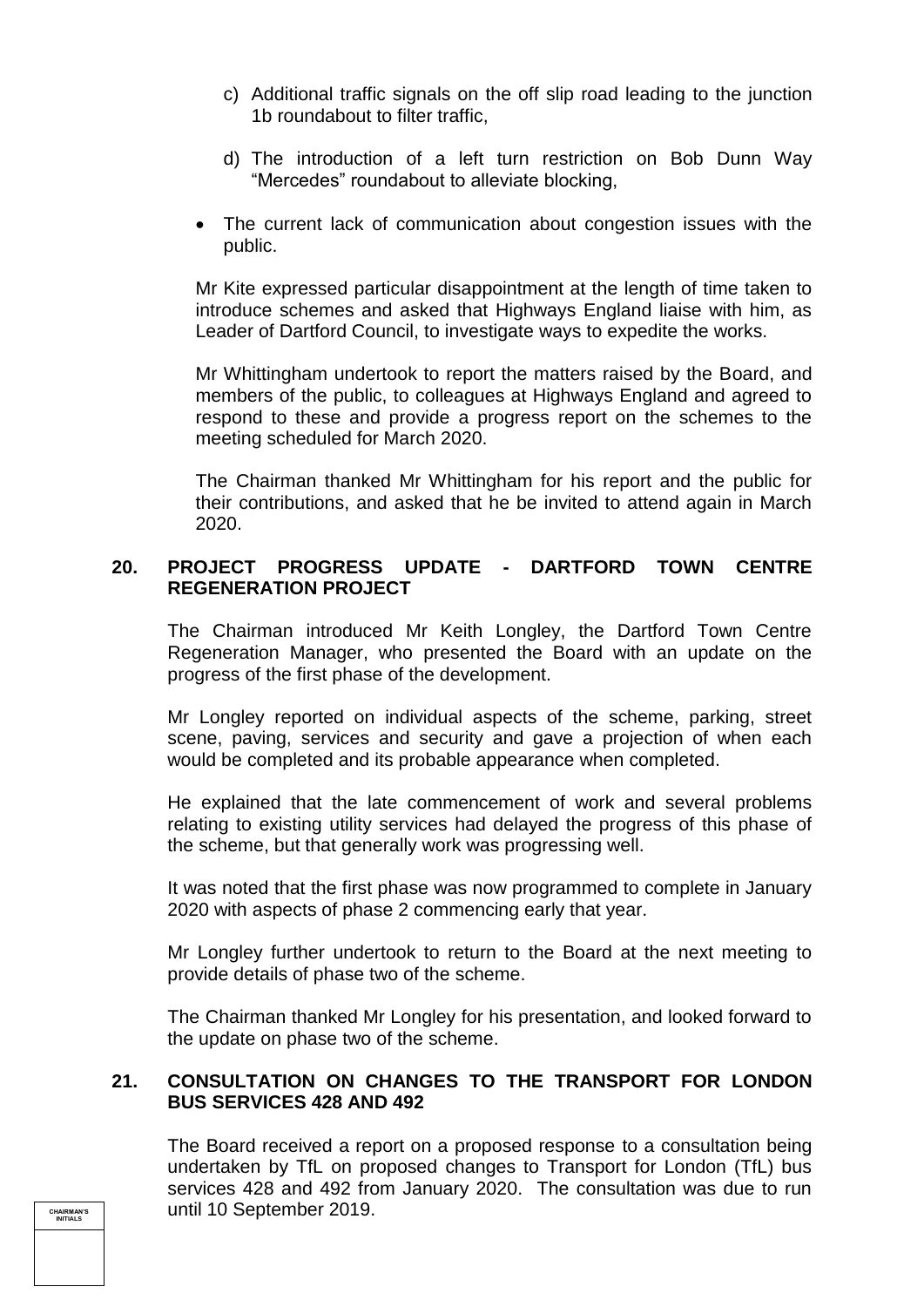c) Additional traffic signals on the off slip road leading to the junction 1b roundabout to filter traffic,

d) The introduction of a left turn restriction on Bob Dunn Way "Mercedes" roundabout to alleviate blocking,

- The current lack of communication about congestion issues with the public.

Mr Kite expressed particular disappointment at the length of time taken to introduce schemes and asked that Highways England liaise with him, as Leader of Dartford Council, to investigate ways to expedite the works.

Mr Whittingham undertook to report the matters raised by the Board, and members of the public, to colleagues at Highways England and agreed to respond to these and provide a progress report on the schemes to the meeting scheduled for March 2020.

The Chairman thanked Mr Whittingham for his report and the public for their contributions, and asked that he be invited to attend again in March 2020.

## 20. PROJECT PROGRESS UPDATE - DARTFORD TOWN CENTRE REGENERATION PROJECT

The Chairman introduced Mr Keith Longley, the Dartford Town Centre Regeneration Manager, who presented the Board with an update on the progress of the first phase of the development.

Mr Longley reported on individual aspects of the scheme, parking, street scene, paving, services and security and gave a projection of when each would be completed and its probable appearance when completed.

He explained that the late commencement of work and several problems relating to existing utility services had delayed the progress of this phase of the scheme, but that generally work was progressing well.

It was noted that the first phase was now programmed to complete in January 2020 with aspects of phase 2 commencing early that year.

Mr Longley further undertook to return to the Board at the next meeting to provide details of phase two of the scheme.

The Chairman thanked Mr Longley for his presentation, and looked forward to the update on phase two of the scheme.

## 21. CONSULTATION ON CHANGES TO THE TRANSPORT FOR LONDON BUS SERVICES 428 AND 492

The Board received a report on a proposed response to a consultation being undertaken by TfL on proposed changes to Transport for London (TfL) bus services 428 and 492 from January 2020. The consultation was due to run until 10 September 2019.

| CHAIRMAN'S INITIALS |
| --- |
| |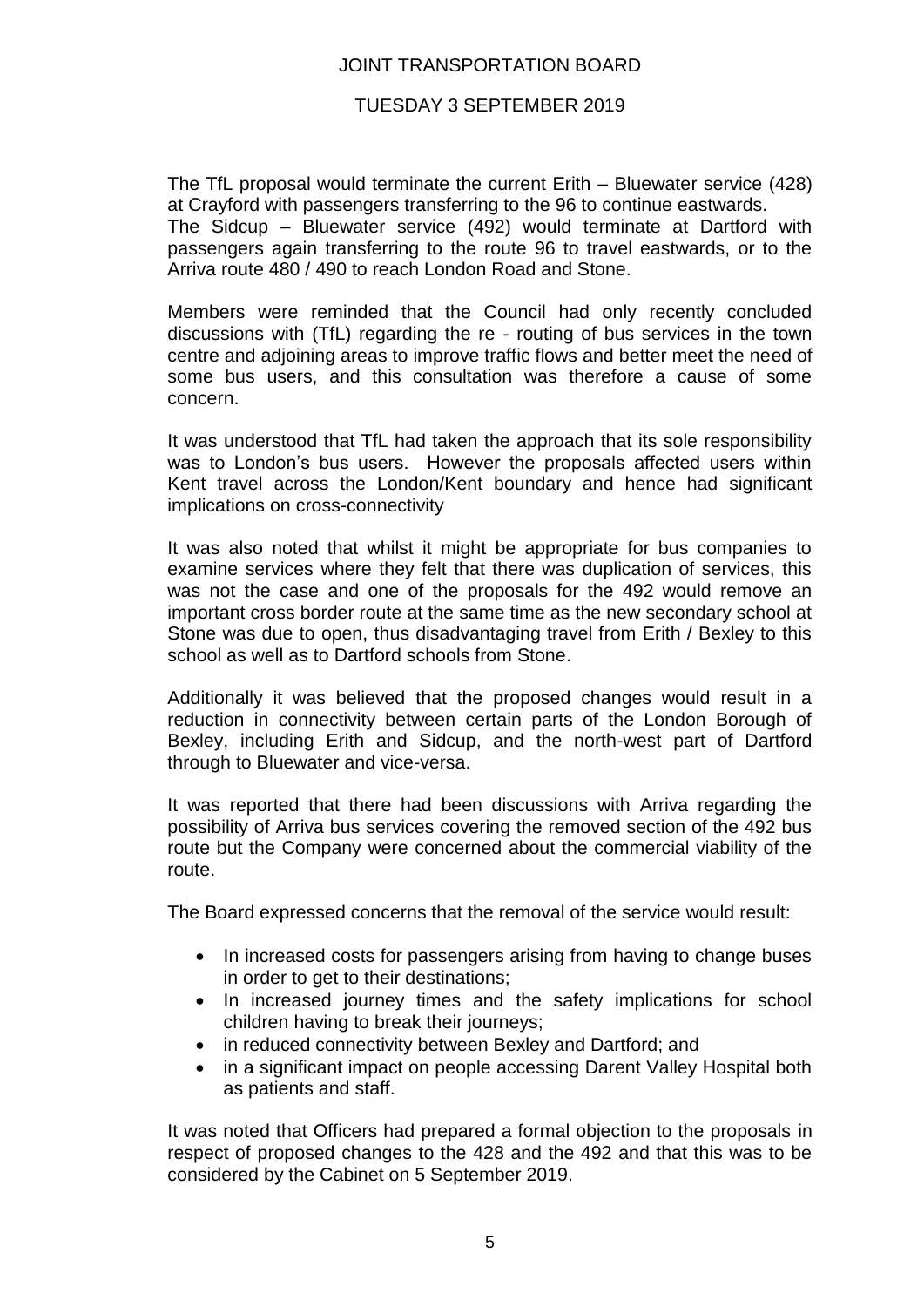The TfL proposal would terminate the current Erith – Bluewater service (428) at Crayford with passengers transferring to the 96 to continue eastwards.
The Sidcup – Bluewater service (492) would terminate at Dartford with passengers again transferring to the route 96 to travel eastwards, or to the Arriva route 480 / 490 to reach London Road and Stone.

Members were reminded that the Council had only recently concluded discussions with (TfL) regarding the re - routing of bus services in the town centre and adjoining areas to improve traffic flows and better meet the need of some bus users, and this consultation was therefore a cause of some concern.

It was understood that TfL had taken the approach that its sole responsibility was to London's bus users. However the proposals affected users within Kent travel across the London/Kent boundary and hence had significant implications on cross-connectivity

It was also noted that whilst it might be appropriate for bus companies to examine services where they felt that there was duplication of services, this was not the case and one of the proposals for the 492 would remove an important cross border route at the same time as the new secondary school at Stone was due to open, thus disadvantaging travel from Erith / Bexley to this school as well as to Dartford schools from Stone.

Additionally it was believed that the proposed changes would result in a reduction in connectivity between certain parts of the London Borough of Bexley, including Erith and Sidcup, and the north-west part of Dartford through to Bluewater and vice-versa.

It was reported that there had been discussions with Arriva regarding the possibility of Arriva bus services covering the removed section of the 492 bus route but the Company were concerned about the commercial viability of the route.

The Board expressed concerns that the removal of the service would result:

- In increased costs for passengers arising from having to change buses in order to get to their destinations;
- In increased journey times and the safety implications for school children having to break their journeys;
- in reduced connectivity between Bexley and Dartford; and
- in a significant impact on people accessing Darent Valley Hospital both as patients and staff.

It was noted that Officers had prepared a formal objection to the proposals in respect of proposed changes to the 428 and the 492 and that this was to be considered by the Cabinet on 5 September 2019.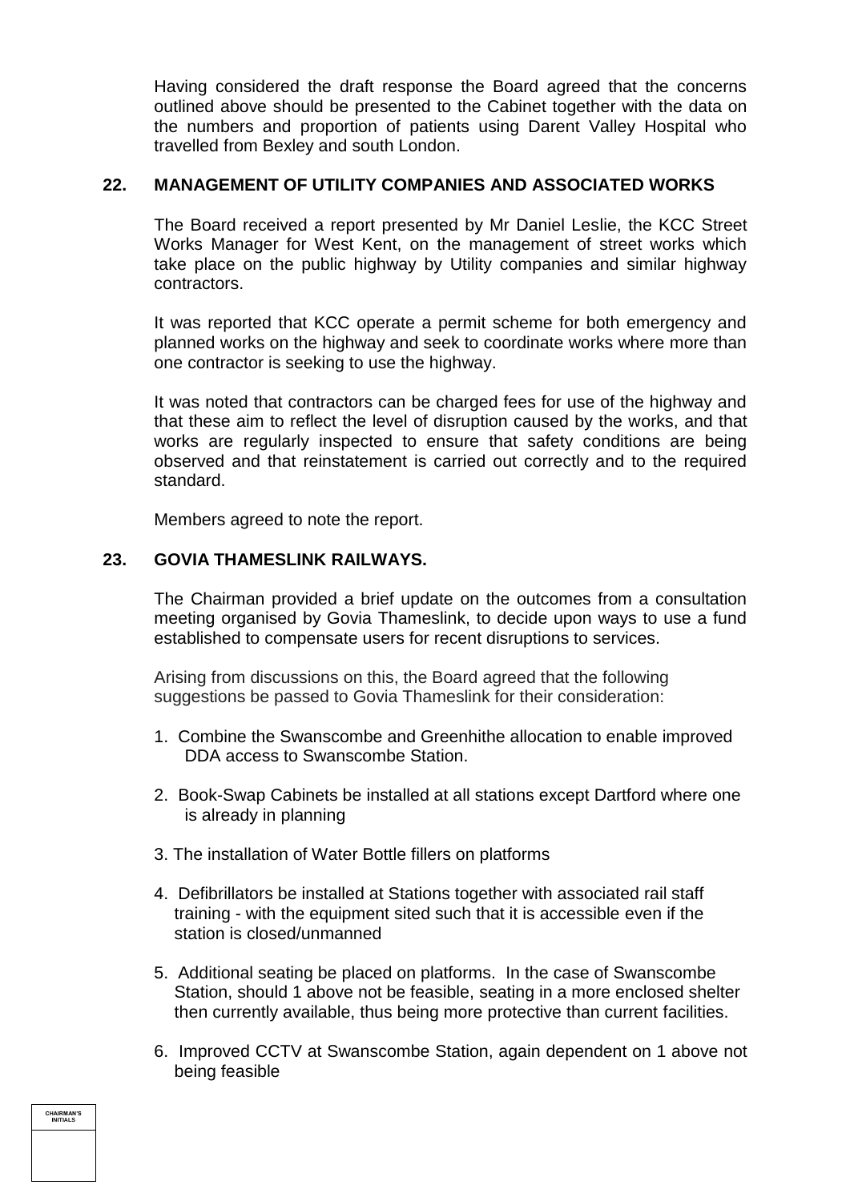Having considered the draft response the Board agreed that the concerns outlined above should be presented to the Cabinet together with the data on the numbers and proportion of patients using Darent Valley Hospital who travelled from Bexley and south London.

## 22. MANAGEMENT OF UTILITY COMPANIES AND ASSOCIATED WORKS

The Board received a report presented by Mr Daniel Leslie, the KCC Street Works Manager for West Kent, on the management of street works which take place on the public highway by Utility companies and similar highway contractors.

It was reported that KCC operate a permit scheme for both emergency and planned works on the highway and seek to coordinate works where more than one contractor is seeking to use the highway.

It was noted that contractors can be charged fees for use of the highway and that these aim to reflect the level of disruption caused by the works, and that works are regularly inspected to ensure that safety conditions are being observed and that reinstatement is carried out correctly and to the required standard.

Members agreed to note the report.

## 23. GOVIA THAMESLINK RAILWAYS.

The Chairman provided a brief update on the outcomes from a consultation meeting organised by Govia Thameslink, to decide upon ways to use a fund established to compensate users for recent disruptions to services.

Arising from discussions on this, the Board agreed that the following suggestions be passed to Govia Thameslink for their consideration:

1. Combine the Swanscombe and Greenhithe allocation to enable improved DDA access to Swanscombe Station.
2. Book-Swap Cabinets be installed at all stations except Dartford where one is already in planning
3. The installation of Water Bottle fillers on platforms
4. Defibrillators be installed at Stations together with associated rail staff training - with the equipment sited such that it is accessible even if the station is closed/unmanned
5. Additional seating be placed on platforms. In the case of Swanscombe Station, should 1 above not be feasible, seating in a more enclosed shelter then currently available, thus being more protective than current facilities.
6. Improved CCTV at Swanscombe Station, again dependent on 1 above not being feasible

| CHAIRMAN'S INITIALS |
| --- |
| |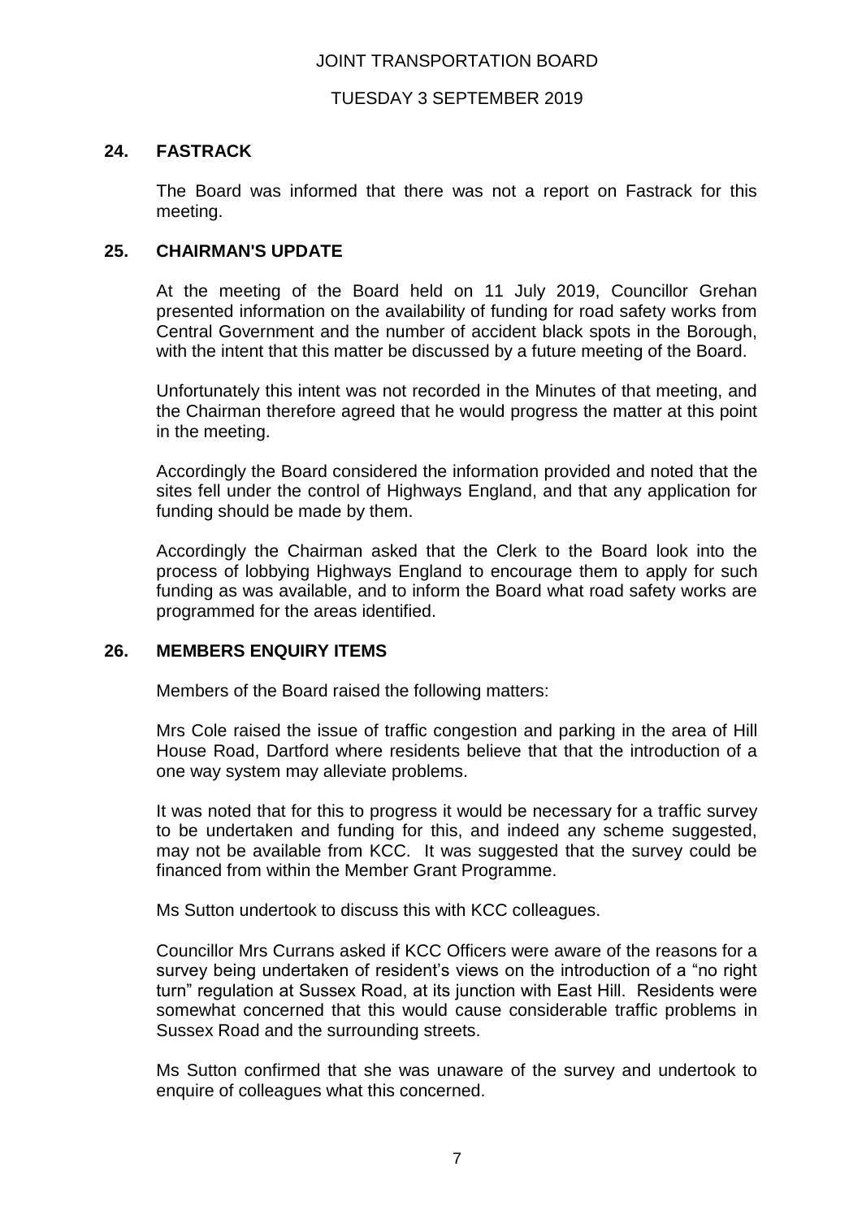## 24. FASTRACK

The Board was informed that there was not a report on Fastrack for this meeting.

## 25. CHAIRMAN'S UPDATE

At the meeting of the Board held on 11 July 2019, Councillor Grehan presented information on the availability of funding for road safety works from Central Government and the number of accident black spots in the Borough, with the intent that this matter be discussed by a future meeting of the Board.

Unfortunately this intent was not recorded in the Minutes of that meeting, and the Chairman therefore agreed that he would progress the matter at this point in the meeting.

Accordingly the Board considered the information provided and noted that the sites fell under the control of Highways England, and that any application for funding should be made by them.

Accordingly the Chairman asked that the Clerk to the Board look into the process of lobbying Highways England to encourage them to apply for such funding as was available, and to inform the Board what road safety works are programmed for the areas identified.

## 26. MEMBERS ENQUIRY ITEMS

Members of the Board raised the following matters:

Mrs Cole raised the issue of traffic congestion and parking in the area of Hill House Road, Dartford where residents believe that that the introduction of a one way system may alleviate problems.

It was noted that for this to progress it would be necessary for a traffic survey to be undertaken and funding for this, and indeed any scheme suggested, may not be available from KCC. It was suggested that the survey could be financed from within the Member Grant Programme.

Ms Sutton undertook to discuss this with KCC colleagues.

Councillor Mrs Currans asked if KCC Officers were aware of the reasons for a survey being undertaken of resident's views on the introduction of a "no right turn" regulation at Sussex Road, at its junction with East Hill. Residents were somewhat concerned that this would cause considerable traffic problems in Sussex Road and the surrounding streets.

Ms Sutton confirmed that she was unaware of the survey and undertook to enquire of colleagues what this concerned.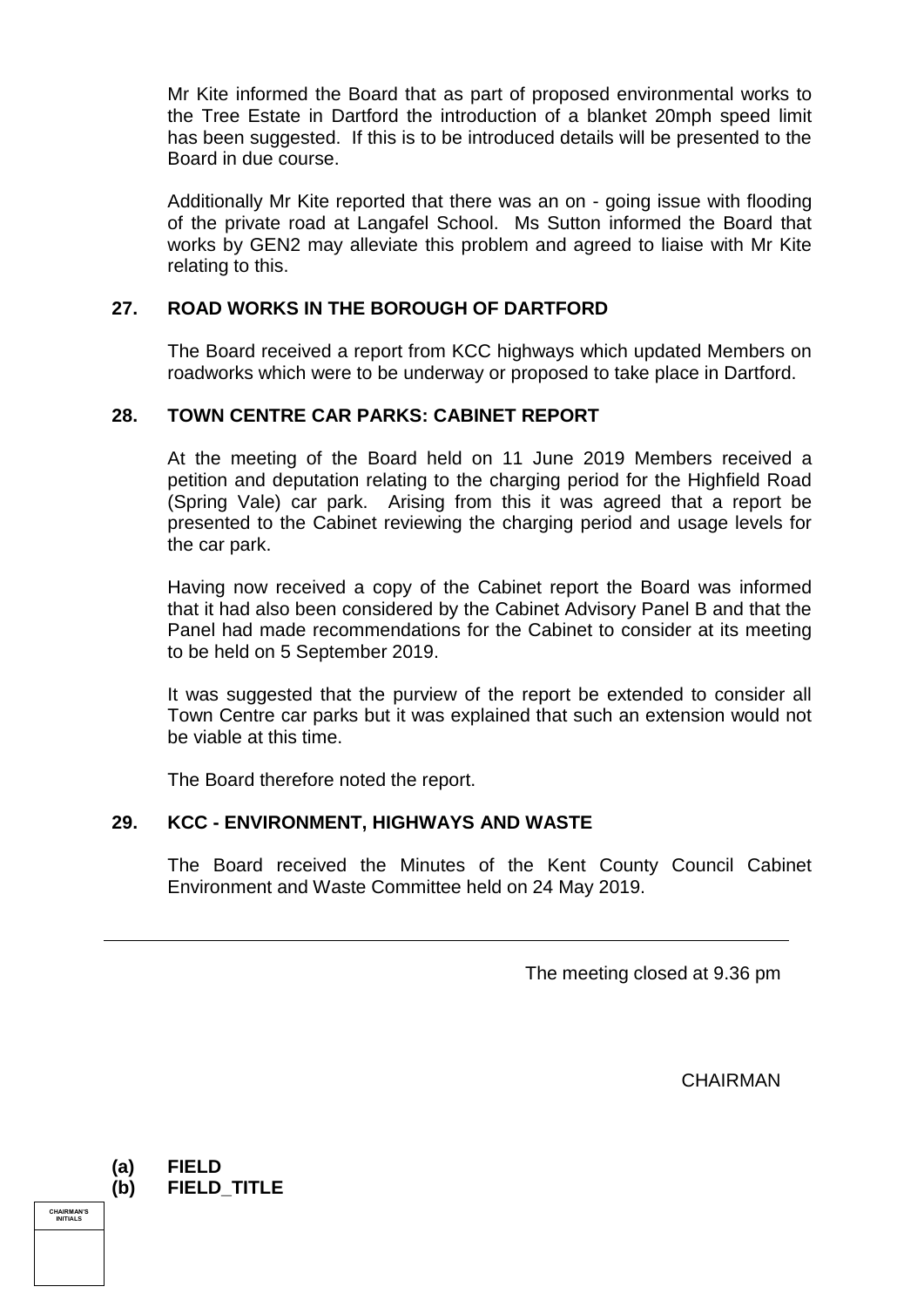Mr Kite informed the Board that as part of proposed environmental works to the Tree Estate in Dartford the introduction of a blanket 20mph speed limit has been suggested. If this is to be introduced details will be presented to the Board in due course.

Additionally Mr Kite reported that there was an on - going issue with flooding of the private road at Langafel School. Ms Sutton informed the Board that works by GEN2 may alleviate this problem and agreed to liaise with Mr Kite relating to this.

## 27. ROAD WORKS IN THE BOROUGH OF DARTFORD

The Board received a report from KCC highways which updated Members on roadworks which were to be underway or proposed to take place in Dartford.

## 28. TOWN CENTRE CAR PARKS: CABINET REPORT

At the meeting of the Board held on 11 June 2019 Members received a petition and deputation relating to the charging period for the Highfield Road (Spring Vale) car park. Arising from this it was agreed that a report be presented to the Cabinet reviewing the charging period and usage levels for the car park.

Having now received a copy of the Cabinet report the Board was informed that it had also been considered by the Cabinet Advisory Panel B and that the Panel had made recommendations for the Cabinet to consider at its meeting to be held on 5 September 2019.

It was suggested that the purview of the report be extended to consider all Town Centre car parks but it was explained that such an extension would not be viable at this time.

The Board therefore noted the report.

## 29. KCC - ENVIRONMENT, HIGHWAYS AND WASTE

The Board received the Minutes of the Kent County Council Cabinet Environment and Waste Committee held on 24 May 2019.

---

The meeting closed at 9.36 pm

CHAIRMAN

**(a) FIELD**
**(b) FIELD_TITLE**

CHAIRMAN'S INITIALS